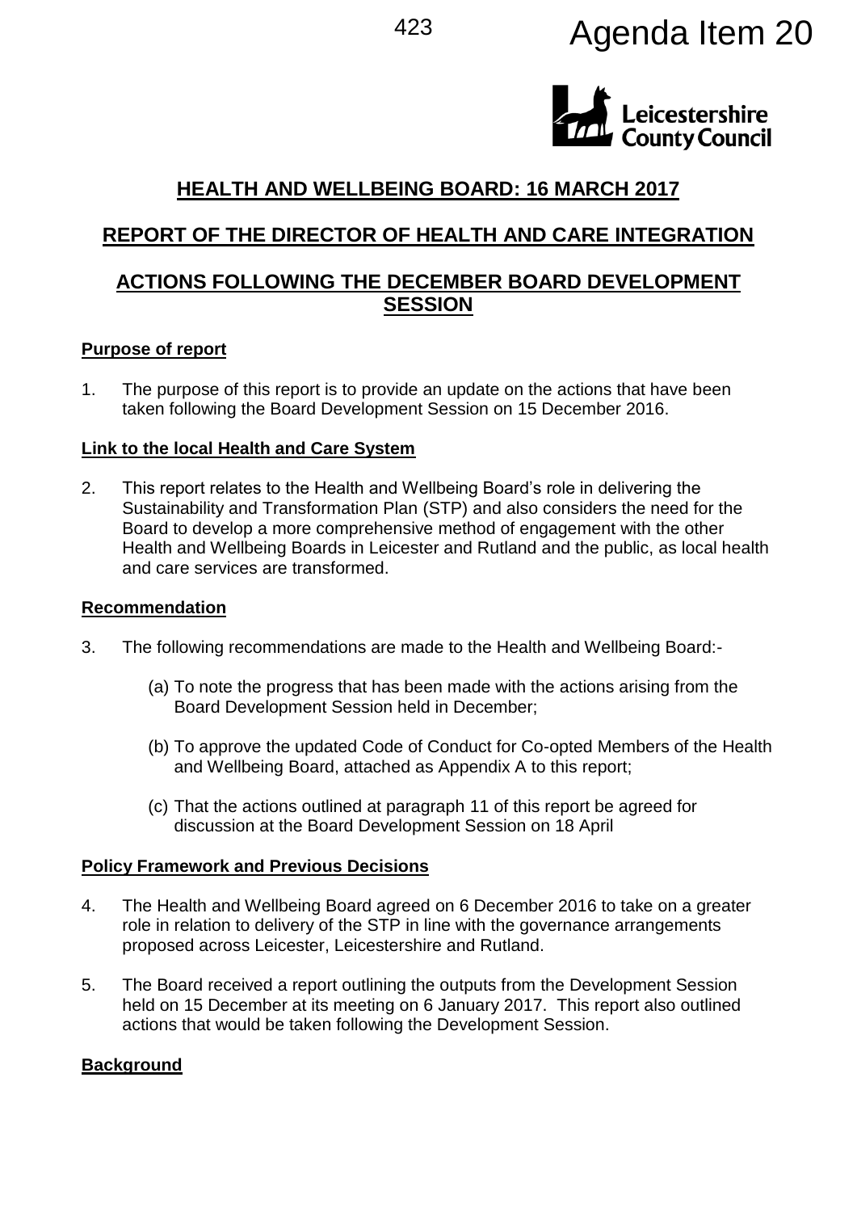Agenda Item 20

Leicestershire County Council

# HEALTH AND WELLBEING BOARD: 16 MARCH 2017

## REPORT OF THE DIRECTOR OF HEALTH AND CARE INTEGRATION

## ACTIONS FOLLOWING THE DECEMBER BOARD DEVELOPMENT SESSION

### Purpose of report

1. The purpose of this report is to provide an update on the actions that have been taken following the Board Development Session on 15 December 2016.

### Link to the local Health and Care System

2. This report relates to the Health and Wellbeing Board's role in delivering the Sustainability and Transformation Plan (STP) and also considers the need for the Board to develop a more comprehensive method of engagement with the other Health and Wellbeing Boards in Leicester and Rutland and the public, as local health and care services are transformed.

### Recommendation

3. The following recommendations are made to the Health and Wellbeing Board:-

    (a) To note the progress that has been made with the actions arising from the Board Development Session held in December;

    (b) To approve the updated Code of Conduct for Co-opted Members of the Health and Wellbeing Board, attached as Appendix A to this report;

    (c) That the actions outlined at paragraph 11 of this report be agreed for discussion at the Board Development Session on 18 April

### Policy Framework and Previous Decisions

4. The Health and Wellbeing Board agreed on 6 December 2016 to take on a greater role in relation to delivery of the STP in line with the governance arrangements proposed across Leicester, Leicestershire and Rutland.

5. The Board received a report outlining the outputs from the Development Session held on 15 December at its meeting on 6 January 2017. This report also outlined actions that would be taken following the Development Session.

### Background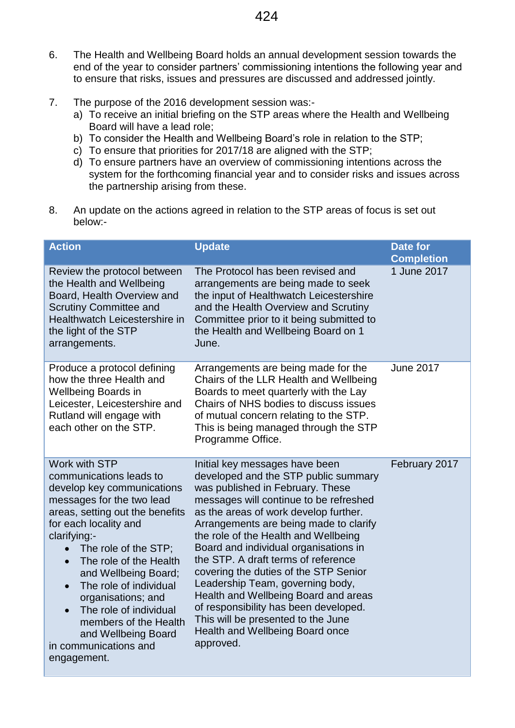6. The Health and Wellbeing Board holds an annual development session towards the end of the year to consider partners' commissioning intentions the following year and to ensure that risks, issues and pressures are discussed and addressed jointly.

7. The purpose of the 2016 development session was:-
   a) To receive an initial briefing on the STP areas where the Health and Wellbeing Board will have a lead role;
   b) To consider the Health and Wellbeing Board's role in relation to the STP;
   c) To ensure that priorities for 2017/18 are aligned with the STP;
   d) To ensure partners have an overview of commissioning intentions across the system for the forthcoming financial year and to consider risks and issues across the partnership arising from these.

8. An update on the actions agreed in relation to the STP areas of focus is set out below:-

| Action | Update | Date for Completion |
|---|---|---|
| Review the protocol between the Health and Wellbeing Board, Health Overview and Scrutiny Committee and Healthwatch Leicestershire in the light of the STP arrangements. | The Protocol has been revised and arrangements are being made to seek the input of Healthwatch Leicestershire and the Health Overview and Scrutiny Committee prior to it being submitted to the Health and Wellbeing Board on 1 June. | 1 June 2017 |
| Produce a protocol defining how the three Health and Wellbeing Boards in Leicester, Leicestershire and Rutland will engage with each other on the STP. | Arrangements are being made for the Chairs of the LLR Health and Wellbeing Boards to meet quarterly with the Lay Chairs of NHS bodies to discuss issues of mutual concern relating to the STP. This is being managed through the STP Programme Office. | June 2017 |
| Work with STP communications leads to develop key communications messages for the two lead areas, setting out the benefits for each locality and clarifying:-<br>• The role of the STP;<br>• The role of the Health and Wellbeing Board;<br>• The role of individual organisations; and<br>• The role of individual members of the Health and Wellbeing Board<br>in communications and engagement. | Initial key messages have been developed and the STP public summary was published in February. These messages will continue to be refreshed as the areas of work develop further. Arrangements are being made to clarify the role of the Health and Wellbeing Board and individual organisations in the STP. A draft terms of reference covering the duties of the STP Senior Leadership Team, governing body, Health and Wellbeing Board and areas of responsibility has been developed. This will be presented to the June Health and Wellbeing Board once approved. | February 2017 |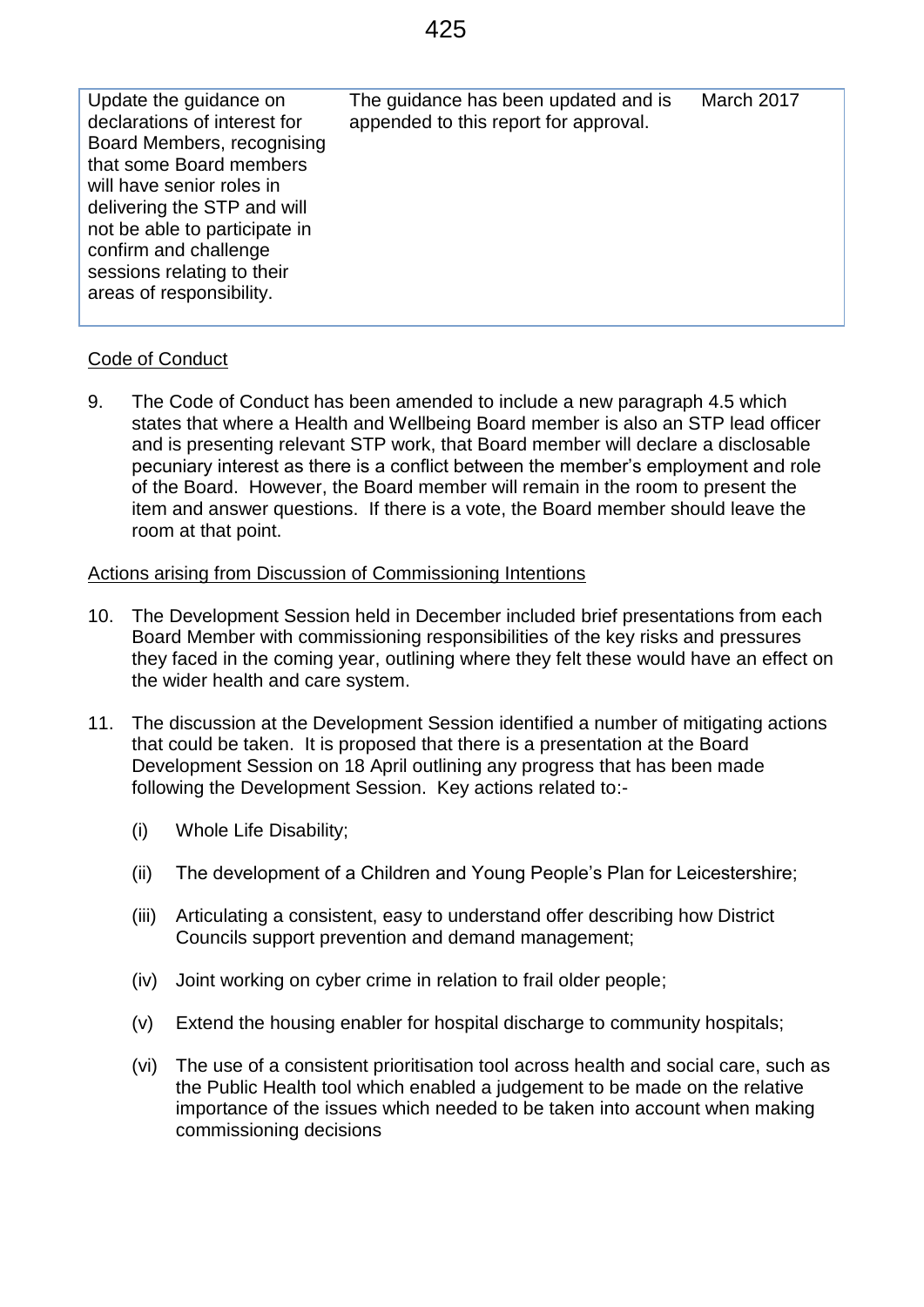| | | |
|---|---|---|
| Update the guidance on declarations of interest for Board Members, recognising that some Board members will have senior roles in delivering the STP and will not be able to participate in confirm and challenge sessions relating to their areas of responsibility. | The guidance has been updated and is appended to this report for approval. | March 2017 |

Code of Conduct

9. The Code of Conduct has been amended to include a new paragraph 4.5 which states that where a Health and Wellbeing Board member is also an STP lead officer and is presenting relevant STP work, that Board member will declare a disclosable pecuniary interest as there is a conflict between the member's employment and role of the Board. However, the Board member will remain in the room to present the item and answer questions. If there is a vote, the Board member should leave the room at that point.

Actions arising from Discussion of Commissioning Intentions

10. The Development Session held in December included brief presentations from each Board Member with commissioning responsibilities of the key risks and pressures they faced in the coming year, outlining where they felt these would have an effect on the wider health and care system.

11. The discussion at the Development Session identified a number of mitigating actions that could be taken. It is proposed that there is a presentation at the Board Development Session on 18 April outlining any progress that has been made following the Development Session. Key actions related to:-

    (i) Whole Life Disability;

    (ii) The development of a Children and Young People's Plan for Leicestershire;

    (iii) Articulating a consistent, easy to understand offer describing how District Councils support prevention and demand management;

    (iv) Joint working on cyber crime in relation to frail older people;

    (v) Extend the housing enabler for hospital discharge to community hospitals;

    (vi) The use of a consistent prioritisation tool across health and social care, such as the Public Health tool which enabled a judgement to be made on the relative importance of the issues which needed to be taken into account when making commissioning decisions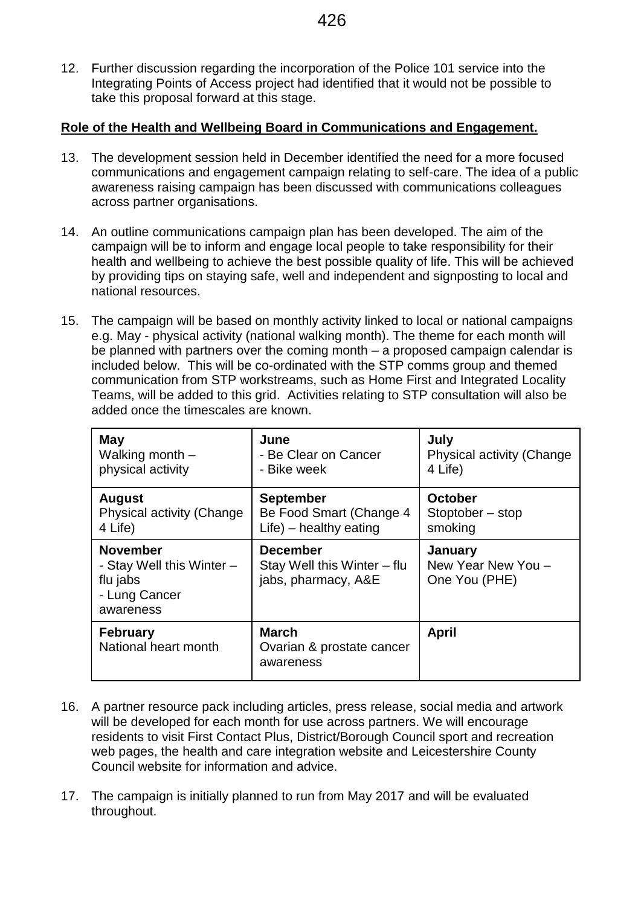12. Further discussion regarding the incorporation of the Police 101 service into the Integrating Points of Access project had identified that it would not be possible to take this proposal forward at this stage.

**Role of the Health and Wellbeing Board in Communications and Engagement.**

13. The development session held in December identified the need for a more focused communications and engagement campaign relating to self-care. The idea of a public awareness raising campaign has been discussed with communications colleagues across partner organisations.

14. An outline communications campaign plan has been developed. The aim of the campaign will be to inform and engage local people to take responsibility for their health and wellbeing to achieve the best possible quality of life. This will be achieved by providing tips on staying safe, well and independent and signposting to local and national resources.

15. The campaign will be based on monthly activity linked to local or national campaigns e.g. May - physical activity (national walking month). The theme for each month will be planned with partners over the coming month – a proposed campaign calendar is included below. This will be co-ordinated with the STP comms group and themed communication from STP workstreams, such as Home First and Integrated Locality Teams, will be added to this grid. Activities relating to STP consultation will also be added once the timescales are known.

| **May**<br>Walking month – physical activity | **June**<br>- Be Clear on Cancer<br>- Bike week | **July**<br>Physical activity (Change 4 Life) |
|---|---|---|
| **August**<br>Physical activity (Change 4 Life) | **September**<br>Be Food Smart (Change 4 Life) – healthy eating | **October**<br>Stoptober – stop smoking |
| **November**<br>- Stay Well this Winter – flu jabs<br>- Lung Cancer awareness | **December**<br>Stay Well this Winter – flu jabs, pharmacy, A&E | **January**<br>New Year New You – One You (PHE) |
| **February**<br>National heart month | **March**<br>Ovarian & prostate cancer awareness | **April** |

16. A partner resource pack including articles, press release, social media and artwork will be developed for each month for use across partners. We will encourage residents to visit First Contact Plus, District/Borough Council sport and recreation web pages, the health and care integration website and Leicestershire County Council website for information and advice.

17. The campaign is initially planned to run from May 2017 and will be evaluated throughout.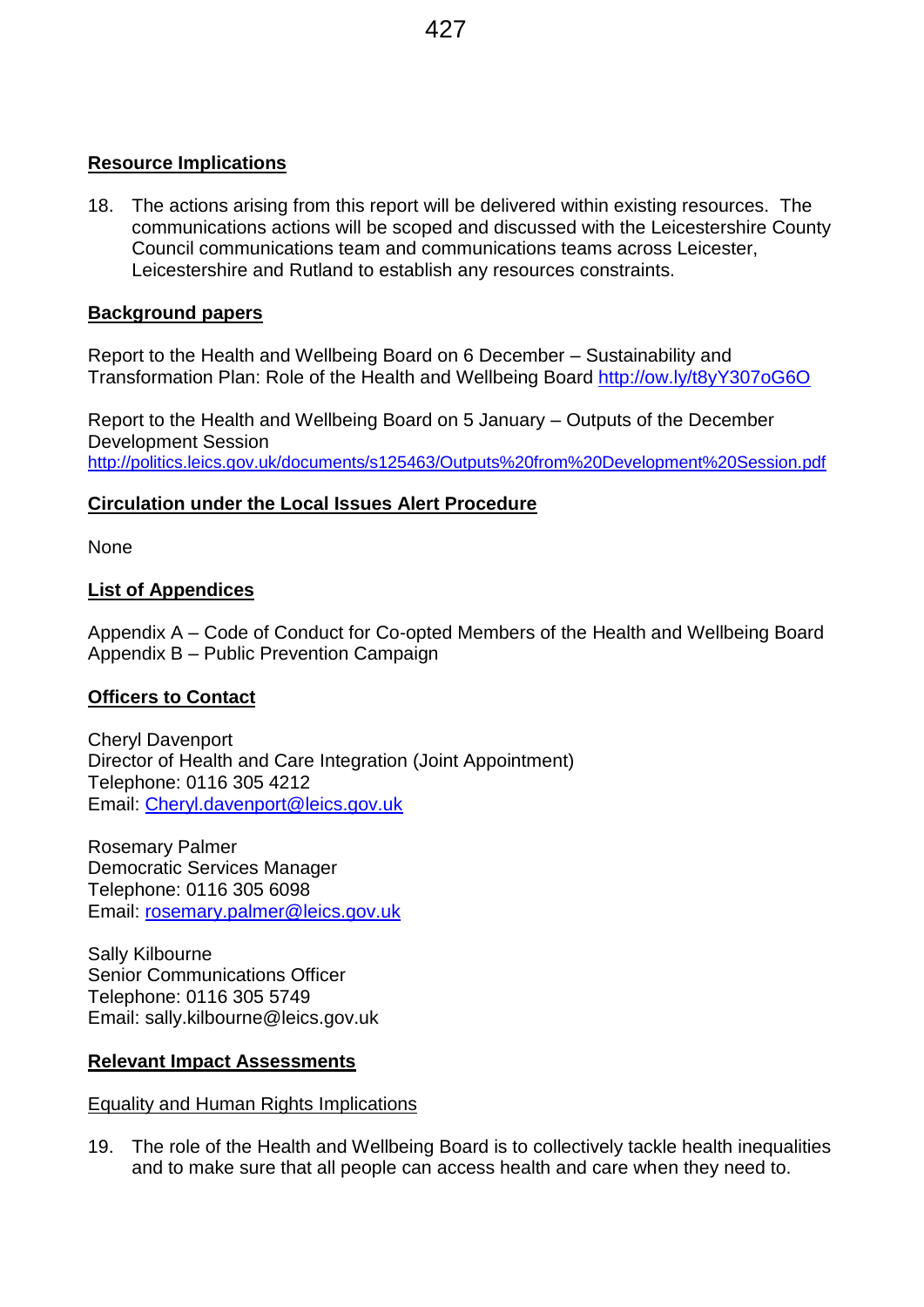## Resource Implications

18. The actions arising from this report will be delivered within existing resources. The communications actions will be scoped and discussed with the Leicestershire County Council communications team and communications teams across Leicester, Leicestershire and Rutland to establish any resources constraints.

## Background papers

Report to the Health and Wellbeing Board on 6 December – Sustainability and Transformation Plan: Role of the Health and Wellbeing Board http://ow.ly/t8yY307oG6O

Report to the Health and Wellbeing Board on 5 January – Outputs of the December Development Session
http://politics.leics.gov.uk/documents/s125463/Outputs%20from%20Development%20Session.pdf

## Circulation under the Local Issues Alert Procedure

None

## List of Appendices

Appendix A – Code of Conduct for Co-opted Members of the Health and Wellbeing Board
Appendix B – Public Prevention Campaign

## Officers to Contact

Cheryl Davenport
Director of Health and Care Integration (Joint Appointment)
Telephone: 0116 305 4212
Email: Cheryl.davenport@leics.gov.uk

Rosemary Palmer
Democratic Services Manager
Telephone: 0116 305 6098
Email: rosemary.palmer@leics.gov.uk

Sally Kilbourne
Senior Communications Officer
Telephone: 0116 305 5749
Email: sally.kilbourne@leics.gov.uk

## Relevant Impact Assessments

### Equality and Human Rights Implications

19. The role of the Health and Wellbeing Board is to collectively tackle health inequalities and to make sure that all people can access health and care when they need to.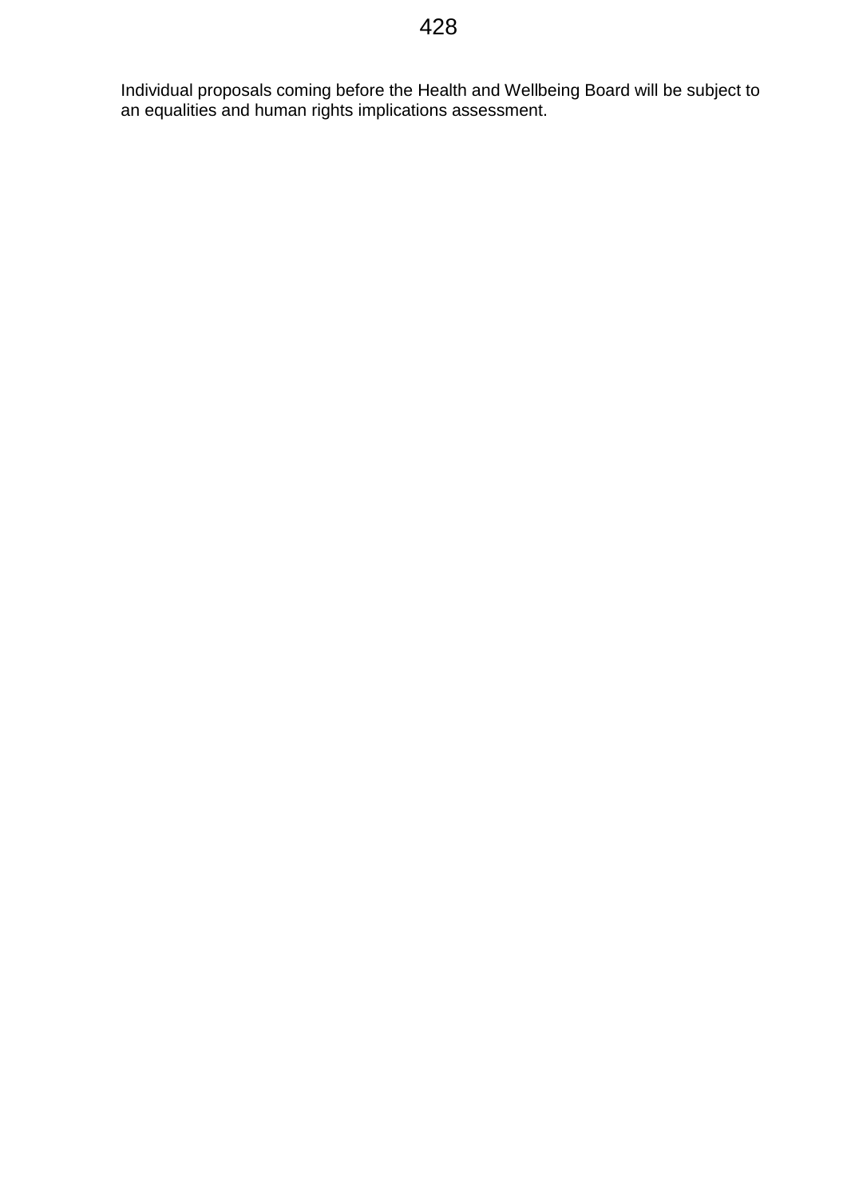Individual proposals coming before the Health and Wellbeing Board will be subject to an equalities and human rights implications assessment.